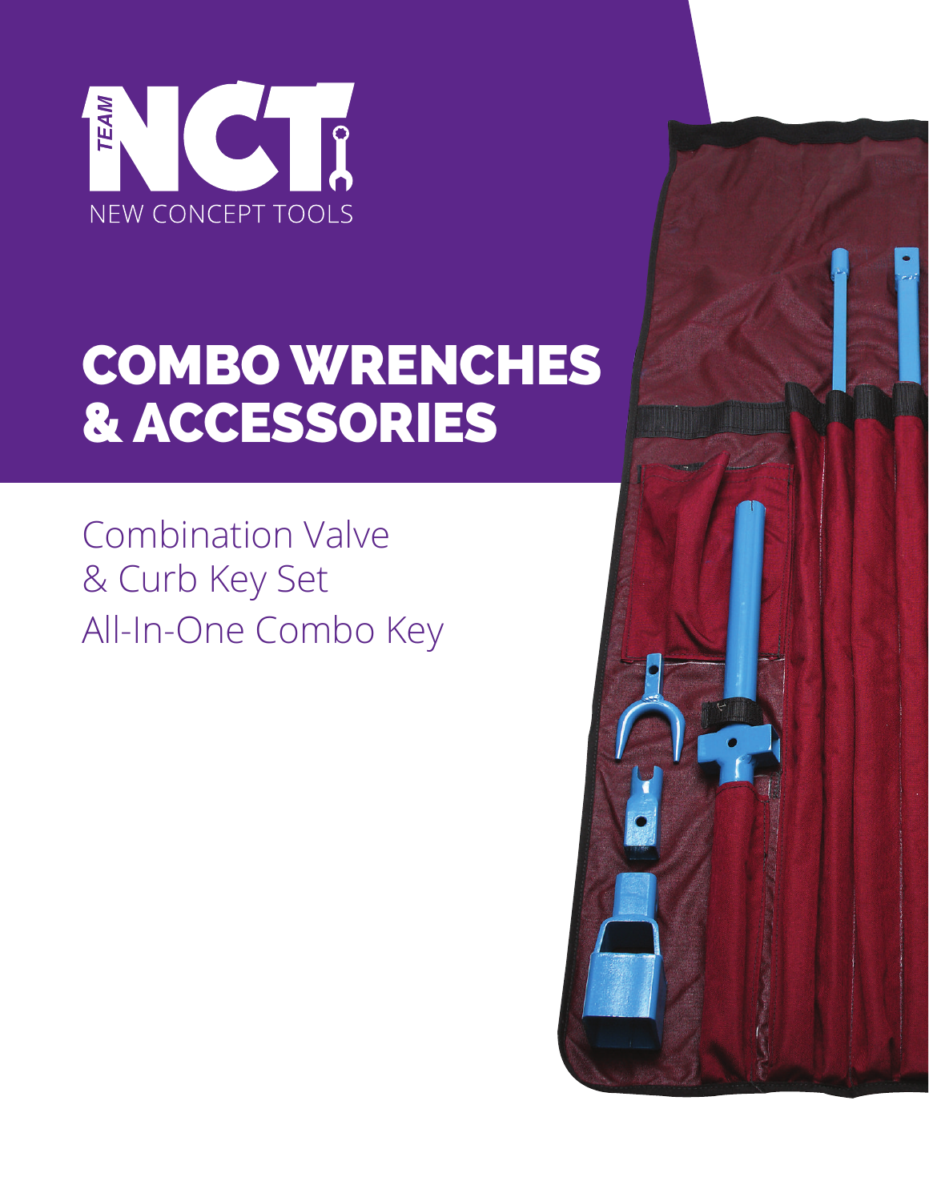TEAM NCT

NEW CONCEPT TOOLS

# COMBO WRENCHES & ACCESSORIES

Combination Valve & Curb Key Set

All-In-One Combo Key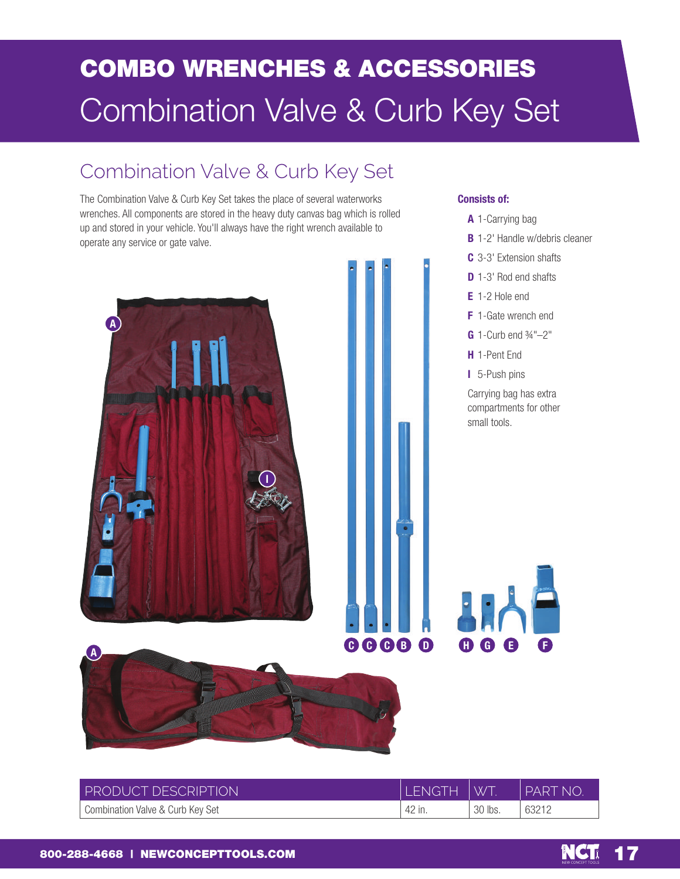# COMBO WRENCHES & ACCESSORIES

# Combination Valve & Curb Key Set

## Combination Valve & Curb Key Set

The Combination Valve & Curb Key Set takes the place of several waterworks wrenches. All components are stored in the heavy duty canvas bag which is rolled up and stored in your vehicle. You'll always have the right wrench available to operate any service or gate valve.

**Consists of:**

- **A** 1-Carrying bag
- **B** 1-2' Handle w/debris cleaner
- **C** 3-3' Extension shafts
- **D** 1-3' Rod end shafts
- **E** 1-2 Hole end
- **F** 1-Gate wrench end
- **G** 1-Curb end ¾"–2"
- **H** 1-Pent End
- **I** 5-Push pins

Carrying bag has extra compartments for other small tools.

| PRODUCT DESCRIPTION | LENGTH | WT. | PART NO. |
|---|---|---|---|
| Combination Valve & Curb Key Set | 42 in. | 30 lbs. | 63212 |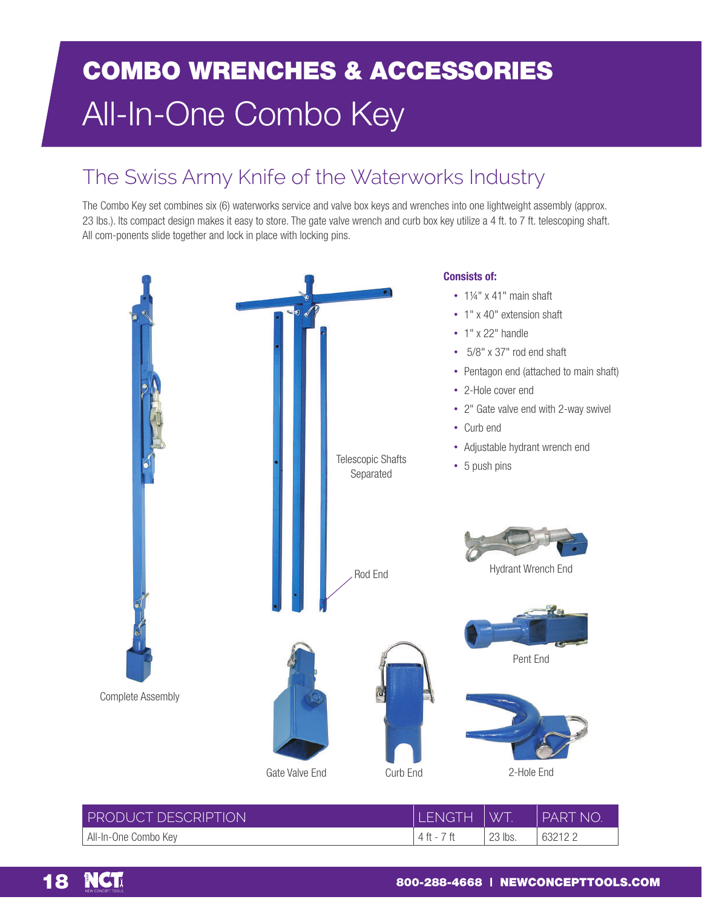# COMBO WRENCHES & ACCESSORIES

# All-In-One Combo Key

## The Swiss Army Knife of the Waterworks Industry

The Combo Key set combines six (6) waterworks service and valve box keys and wrenches into one lightweight assembly (approx. 23 lbs.). Its compact design makes it easy to store. The gate valve wrench and curb box key utilize a 4 ft. to 7 ft. telescoping shaft. All com-ponents slide together and lock in place with locking pins.

**Consists of:**

- 1¼" x 41" main shaft
- 1" x 40" extension shaft
- 1" x 22" handle
- 5/8" x 37" rod end shaft
- Pentagon end (attached to main shaft)
- 2-Hole cover end
- 2" Gate valve end with 2-way swivel
- Curb end
- Adjustable hydrant wrench end
- 5 push pins

Complete Assembly

Telescopic Shafts Separated

Rod End

Hydrant Wrench End

Pent End

Gate Valve End

Curb End

2-Hole End

| PRODUCT DESCRIPTION | LENGTH | WT. | PART NO. |
|---|---|---|---|
| All-In-One Combo Key | 4 ft - 7 ft | 23 lbs. | 63212 2 |

800-288-4668 | NEWCONCEPTTOOLS.COM